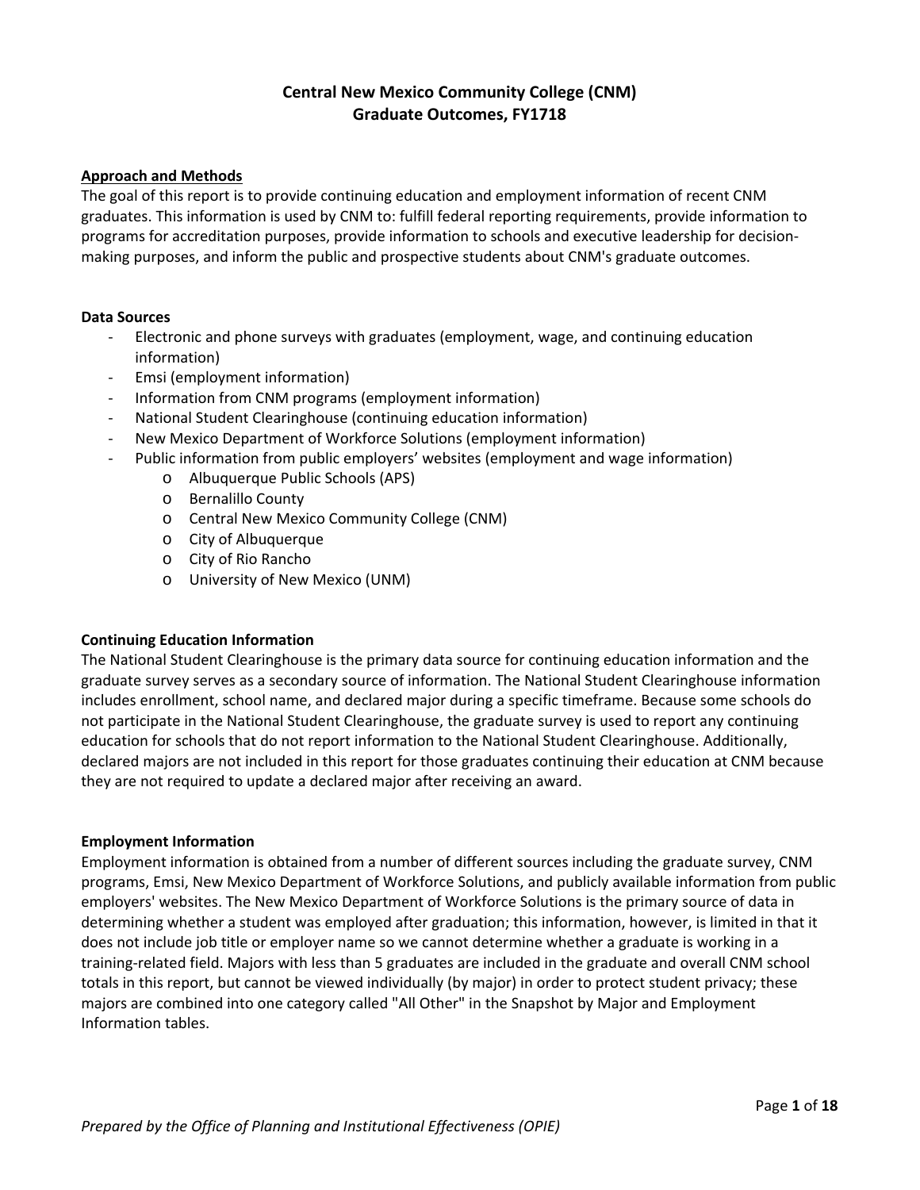# Central New Mexico Community College (CNM)
# Graduate Outcomes, FY1718

## Approach and Methods

The goal of this report is to provide continuing education and employment information of recent CNM graduates. This information is used by CNM to: fulfill federal reporting requirements, provide information to programs for accreditation purposes, provide information to schools and executive leadership for decision-making purposes, and inform the public and prospective students about CNM's graduate outcomes.

### Data Sources

- Electronic and phone surveys with graduates (employment, wage, and continuing education information)
- Emsi (employment information)
- Information from CNM programs (employment information)
- National Student Clearinghouse (continuing education information)
- New Mexico Department of Workforce Solutions (employment information)
- Public information from public employers' websites (employment and wage information)
  - Albuquerque Public Schools (APS)
  - Bernalillo County
  - Central New Mexico Community College (CNM)
  - City of Albuquerque
  - City of Rio Rancho
  - University of New Mexico (UNM)

### Continuing Education Information

The National Student Clearinghouse is the primary data source for continuing education information and the graduate survey serves as a secondary source of information. The National Student Clearinghouse information includes enrollment, school name, and declared major during a specific timeframe. Because some schools do not participate in the National Student Clearinghouse, the graduate survey is used to report any continuing education for schools that do not report information to the National Student Clearinghouse. Additionally, declared majors are not included in this report for those graduates continuing their education at CNM because they are not required to update a declared major after receiving an award.

### Employment Information

Employment information is obtained from a number of different sources including the graduate survey, CNM programs, Emsi, New Mexico Department of Workforce Solutions, and publicly available information from public employers' websites. The New Mexico Department of Workforce Solutions is the primary source of data in determining whether a student was employed after graduation; this information, however, is limited in that it does not include job title or employer name so we cannot determine whether a graduate is working in a training-related field. Majors with less than 5 graduates are included in the graduate and overall CNM school totals in this report, but cannot be viewed individually (by major) in order to protect student privacy; these majors are combined into one category called "All Other" in the Snapshot by Major and Employment Information tables.

*Prepared by the Office of Planning and Institutional Effectiveness (OPIE)*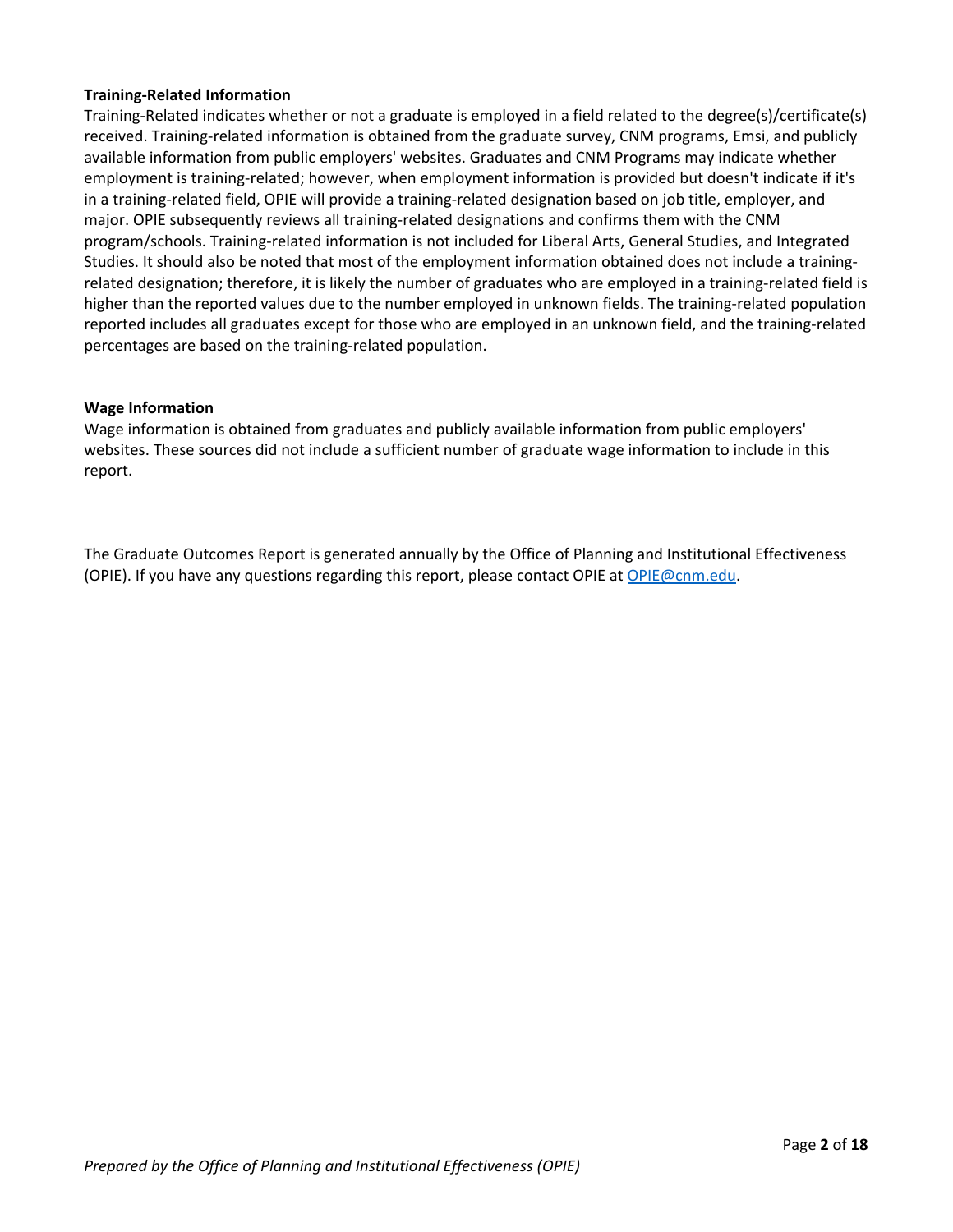**Training-Related Information**

Training-Related indicates whether or not a graduate is employed in a field related to the degree(s)/certificate(s) received. Training-related information is obtained from the graduate survey, CNM programs, Emsi, and publicly available information from public employers' websites. Graduates and CNM Programs may indicate whether employment is training-related; however, when employment information is provided but doesn't indicate if it's in a training-related field, OPIE will provide a training-related designation based on job title, employer, and major. OPIE subsequently reviews all training-related designations and confirms them with the CNM program/schools. Training-related information is not included for Liberal Arts, General Studies, and Integrated Studies. It should also be noted that most of the employment information obtained does not include a training-related designation; therefore, it is likely the number of graduates who are employed in a training-related field is higher than the reported values due to the number employed in unknown fields. The training-related population reported includes all graduates except for those who are employed in an unknown field, and the training-related percentages are based on the training-related population.

**Wage Information**

Wage information is obtained from graduates and publicly available information from public employers' websites. These sources did not include a sufficient number of graduate wage information to include in this report.

The Graduate Outcomes Report is generated annually by the Office of Planning and Institutional Effectiveness (OPIE). If you have any questions regarding this report, please contact OPIE at OPIE@cnm.edu.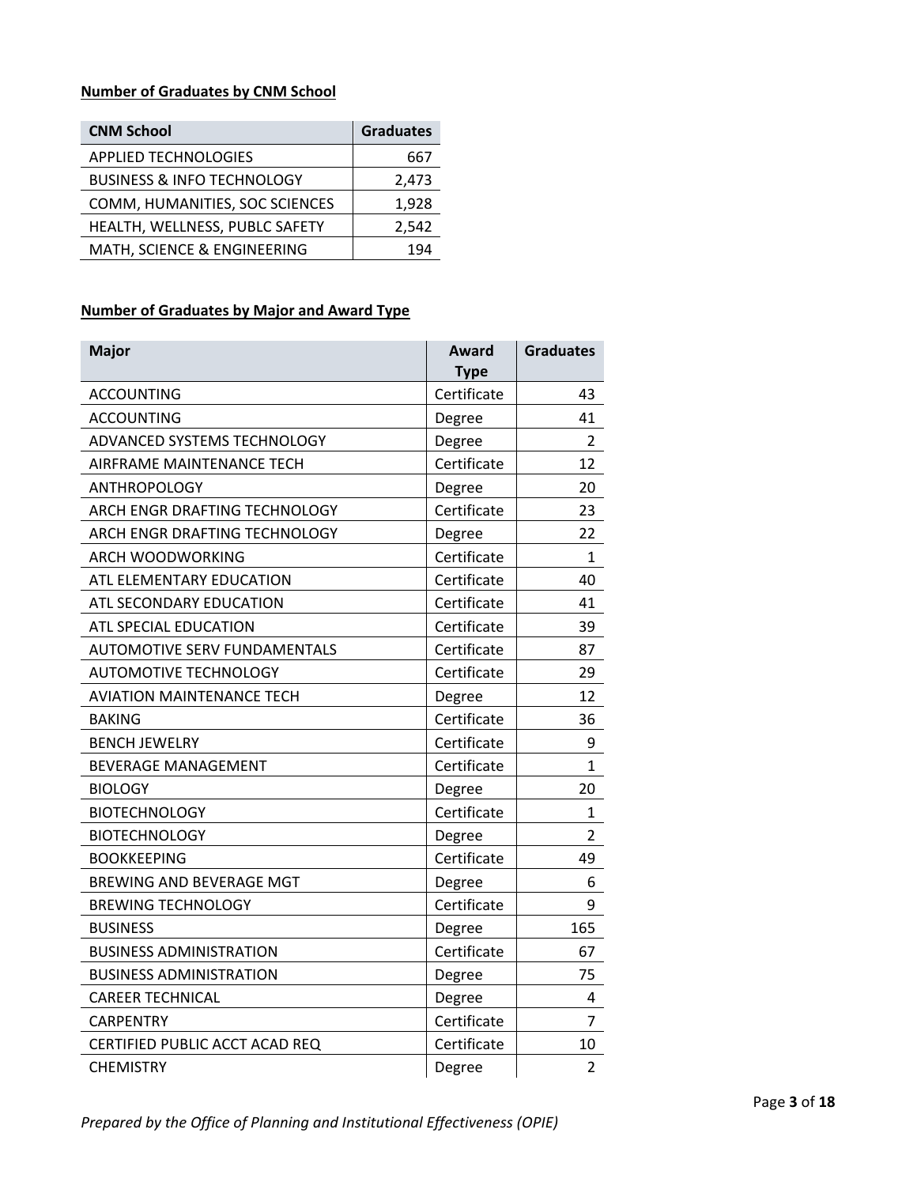**Number of Graduates by CNM School**

| CNM School | Graduates |
|---|---|
| APPLIED TECHNOLOGIES | 667 |
| BUSINESS & INFO TECHNOLOGY | 2,473 |
| COMM, HUMANITIES, SOC SCIENCES | 1,928 |
| HEALTH, WELLNESS, PUBLC SAFETY | 2,542 |
| MATH, SCIENCE & ENGINEERING | 194 |

**Number of Graduates by Major and Award Type**

| Major | Award Type | Graduates |
|---|---|---|
| ACCOUNTING | Certificate | 43 |
| ACCOUNTING | Degree | 41 |
| ADVANCED SYSTEMS TECHNOLOGY | Degree | 2 |
| AIRFRAME MAINTENANCE TECH | Certificate | 12 |
| ANTHROPOLOGY | Degree | 20 |
| ARCH ENGR DRAFTING TECHNOLOGY | Certificate | 23 |
| ARCH ENGR DRAFTING TECHNOLOGY | Degree | 22 |
| ARCH WOODWORKING | Certificate | 1 |
| ATL ELEMENTARY EDUCATION | Certificate | 40 |
| ATL SECONDARY EDUCATION | Certificate | 41 |
| ATL SPECIAL EDUCATION | Certificate | 39 |
| AUTOMOTIVE SERV FUNDAMENTALS | Certificate | 87 |
| AUTOMOTIVE TECHNOLOGY | Certificate | 29 |
| AVIATION MAINTENANCE TECH | Degree | 12 |
| BAKING | Certificate | 36 |
| BENCH JEWELRY | Certificate | 9 |
| BEVERAGE MANAGEMENT | Certificate | 1 |
| BIOLOGY | Degree | 20 |
| BIOTECHNOLOGY | Certificate | 1 |
| BIOTECHNOLOGY | Degree | 2 |
| BOOKKEEPING | Certificate | 49 |
| BREWING AND BEVERAGE MGT | Degree | 6 |
| BREWING TECHNOLOGY | Certificate | 9 |
| BUSINESS | Degree | 165 |
| BUSINESS ADMINISTRATION | Certificate | 67 |
| BUSINESS ADMINISTRATION | Degree | 75 |
| CAREER TECHNICAL | Degree | 4 |
| CARPENTRY | Certificate | 7 |
| CERTIFIED PUBLIC ACCT ACAD REQ | Certificate | 10 |
| CHEMISTRY | Degree | 2 |

*Prepared by the Office of Planning and Institutional Effectiveness (OPIE)*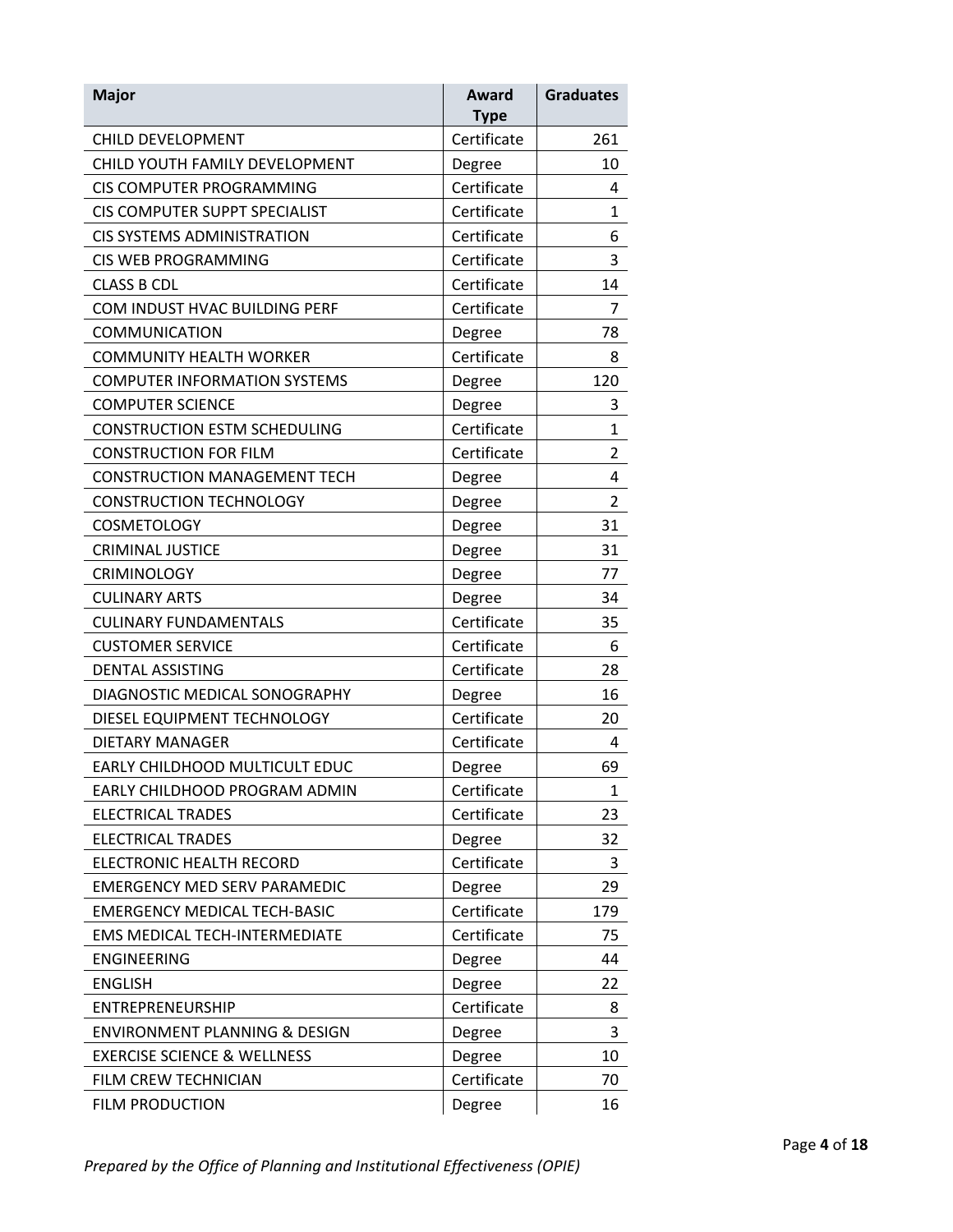| Major | Award Type | Graduates |
|---|---|---|
| CHILD DEVELOPMENT | Certificate | 261 |
| CHILD YOUTH FAMILY DEVELOPMENT | Degree | 10 |
| CIS COMPUTER PROGRAMMING | Certificate | 4 |
| CIS COMPUTER SUPPT SPECIALIST | Certificate | 1 |
| CIS SYSTEMS ADMINISTRATION | Certificate | 6 |
| CIS WEB PROGRAMMING | Certificate | 3 |
| CLASS B CDL | Certificate | 14 |
| COM INDUST HVAC BUILDING PERF | Certificate | 7 |
| COMMUNICATION | Degree | 78 |
| COMMUNITY HEALTH WORKER | Certificate | 8 |
| COMPUTER INFORMATION SYSTEMS | Degree | 120 |
| COMPUTER SCIENCE | Degree | 3 |
| CONSTRUCTION ESTM SCHEDULING | Certificate | 1 |
| CONSTRUCTION FOR FILM | Certificate | 2 |
| CONSTRUCTION MANAGEMENT TECH | Degree | 4 |
| CONSTRUCTION TECHNOLOGY | Degree | 2 |
| COSMETOLOGY | Degree | 31 |
| CRIMINAL JUSTICE | Degree | 31 |
| CRIMINOLOGY | Degree | 77 |
| CULINARY ARTS | Degree | 34 |
| CULINARY FUNDAMENTALS | Certificate | 35 |
| CUSTOMER SERVICE | Certificate | 6 |
| DENTAL ASSISTING | Certificate | 28 |
| DIAGNOSTIC MEDICAL SONOGRAPHY | Degree | 16 |
| DIESEL EQUIPMENT TECHNOLOGY | Certificate | 20 |
| DIETARY MANAGER | Certificate | 4 |
| EARLY CHILDHOOD MULTICULT EDUC | Degree | 69 |
| EARLY CHILDHOOD PROGRAM ADMIN | Certificate | 1 |
| ELECTRICAL TRADES | Certificate | 23 |
| ELECTRICAL TRADES | Degree | 32 |
| ELECTRONIC HEALTH RECORD | Certificate | 3 |
| EMERGENCY MED SERV PARAMEDIC | Degree | 29 |
| EMERGENCY MEDICAL TECH-BASIC | Certificate | 179 |
| EMS MEDICAL TECH-INTERMEDIATE | Certificate | 75 |
| ENGINEERING | Degree | 44 |
| ENGLISH | Degree | 22 |
| ENTREPRENEURSHIP | Certificate | 8 |
| ENVIRONMENT PLANNING & DESIGN | Degree | 3 |
| EXERCISE SCIENCE & WELLNESS | Degree | 10 |
| FILM CREW TECHNICIAN | Certificate | 70 |
| FILM PRODUCTION | Degree | 16 |

*Prepared by the Office of Planning and Institutional Effectiveness (OPIE)*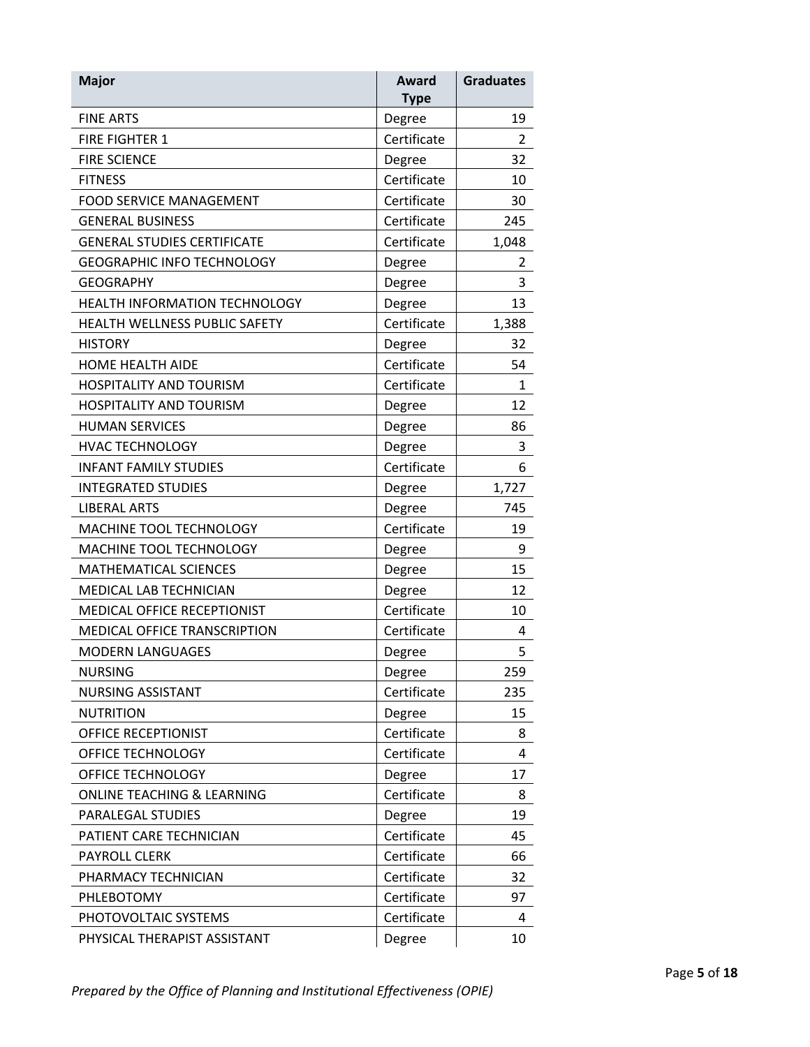| Major | Award Type | Graduates |
|---|---|---|
| FINE ARTS | Degree | 19 |
| FIRE FIGHTER 1 | Certificate | 2 |
| FIRE SCIENCE | Degree | 32 |
| FITNESS | Certificate | 10 |
| FOOD SERVICE MANAGEMENT | Certificate | 30 |
| GENERAL BUSINESS | Certificate | 245 |
| GENERAL STUDIES CERTIFICATE | Certificate | 1,048 |
| GEOGRAPHIC INFO TECHNOLOGY | Degree | 2 |
| GEOGRAPHY | Degree | 3 |
| HEALTH INFORMATION TECHNOLOGY | Degree | 13 |
| HEALTH WELLNESS PUBLIC SAFETY | Certificate | 1,388 |
| HISTORY | Degree | 32 |
| HOME HEALTH AIDE | Certificate | 54 |
| HOSPITALITY AND TOURISM | Certificate | 1 |
| HOSPITALITY AND TOURISM | Degree | 12 |
| HUMAN SERVICES | Degree | 86 |
| HVAC TECHNOLOGY | Degree | 3 |
| INFANT FAMILY STUDIES | Certificate | 6 |
| INTEGRATED STUDIES | Degree | 1,727 |
| LIBERAL ARTS | Degree | 745 |
| MACHINE TOOL TECHNOLOGY | Certificate | 19 |
| MACHINE TOOL TECHNOLOGY | Degree | 9 |
| MATHEMATICAL SCIENCES | Degree | 15 |
| MEDICAL LAB TECHNICIAN | Degree | 12 |
| MEDICAL OFFICE RECEPTIONIST | Certificate | 10 |
| MEDICAL OFFICE TRANSCRIPTION | Certificate | 4 |
| MODERN LANGUAGES | Degree | 5 |
| NURSING | Degree | 259 |
| NURSING ASSISTANT | Certificate | 235 |
| NUTRITION | Degree | 15 |
| OFFICE RECEPTIONIST | Certificate | 8 |
| OFFICE TECHNOLOGY | Certificate | 4 |
| OFFICE TECHNOLOGY | Degree | 17 |
| ONLINE TEACHING & LEARNING | Certificate | 8 |
| PARALEGAL STUDIES | Degree | 19 |
| PATIENT CARE TECHNICIAN | Certificate | 45 |
| PAYROLL CLERK | Certificate | 66 |
| PHARMACY TECHNICIAN | Certificate | 32 |
| PHLEBOTOMY | Certificate | 97 |
| PHOTOVOLTAIC SYSTEMS | Certificate | 4 |
| PHYSICAL THERAPIST ASSISTANT | Degree | 10 |

*Prepared by the Office of Planning and Institutional Effectiveness (OPIE)*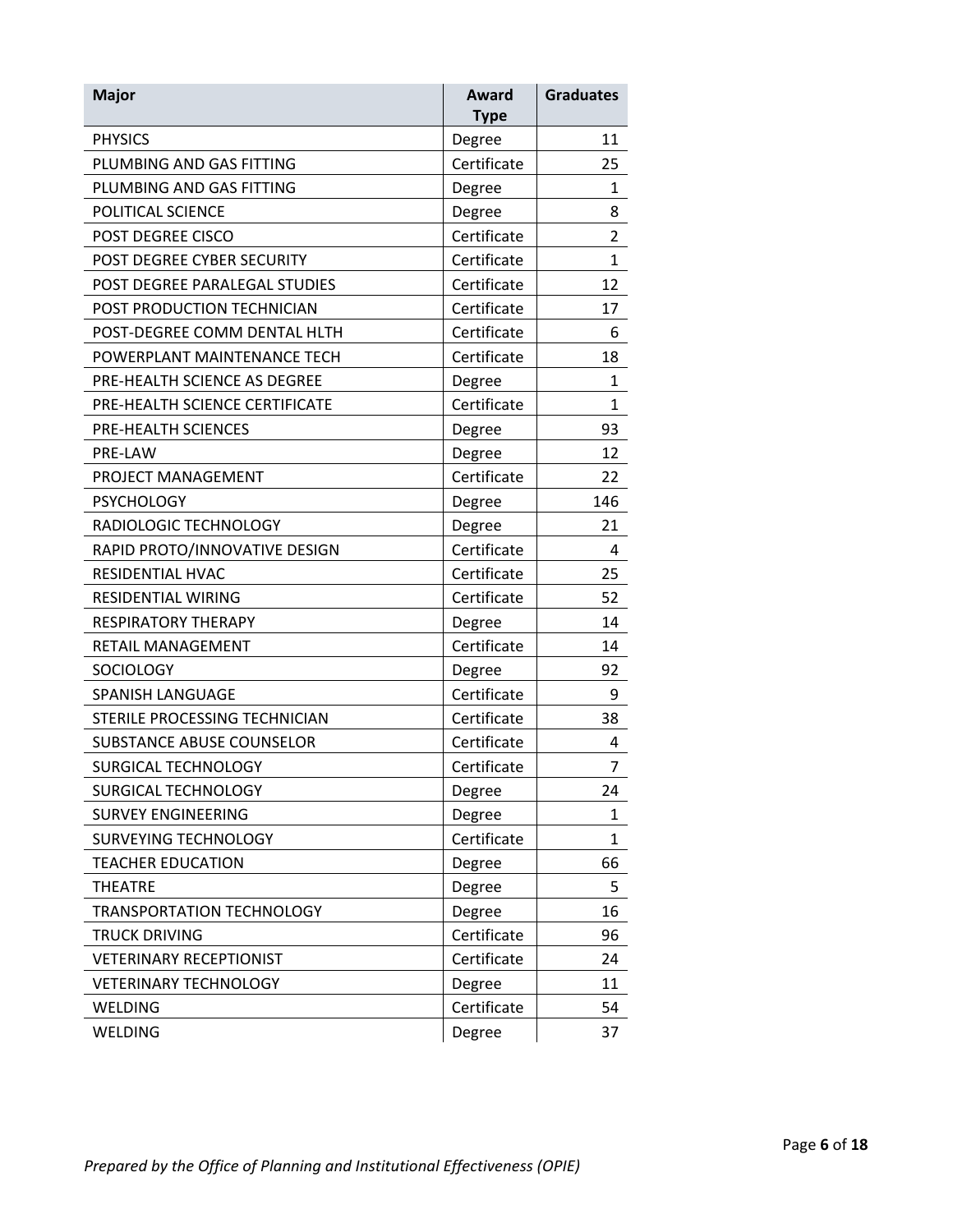| Major | Award Type | Graduates |
| --- | --- | --- |
| PHYSICS | Degree | 11 |
| PLUMBING AND GAS FITTING | Certificate | 25 |
| PLUMBING AND GAS FITTING | Degree | 1 |
| POLITICAL SCIENCE | Degree | 8 |
| POST DEGREE CISCO | Certificate | 2 |
| POST DEGREE CYBER SECURITY | Certificate | 1 |
| POST DEGREE PARALEGAL STUDIES | Certificate | 12 |
| POST PRODUCTION TECHNICIAN | Certificate | 17 |
| POST-DEGREE COMM DENTAL HLTH | Certificate | 6 |
| POWERPLANT MAINTENANCE TECH | Certificate | 18 |
| PRE-HEALTH SCIENCE AS DEGREE | Degree | 1 |
| PRE-HEALTH SCIENCE CERTIFICATE | Certificate | 1 |
| PRE-HEALTH SCIENCES | Degree | 93 |
| PRE-LAW | Degree | 12 |
| PROJECT MANAGEMENT | Certificate | 22 |
| PSYCHOLOGY | Degree | 146 |
| RADIOLOGIC TECHNOLOGY | Degree | 21 |
| RAPID PROTO/INNOVATIVE DESIGN | Certificate | 4 |
| RESIDENTIAL HVAC | Certificate | 25 |
| RESIDENTIAL WIRING | Certificate | 52 |
| RESPIRATORY THERAPY | Degree | 14 |
| RETAIL MANAGEMENT | Certificate | 14 |
| SOCIOLOGY | Degree | 92 |
| SPANISH LANGUAGE | Certificate | 9 |
| STERILE PROCESSING TECHNICIAN | Certificate | 38 |
| SUBSTANCE ABUSE COUNSELOR | Certificate | 4 |
| SURGICAL TECHNOLOGY | Certificate | 7 |
| SURGICAL TECHNOLOGY | Degree | 24 |
| SURVEY ENGINEERING | Degree | 1 |
| SURVEYING TECHNOLOGY | Certificate | 1 |
| TEACHER EDUCATION | Degree | 66 |
| THEATRE | Degree | 5 |
| TRANSPORTATION TECHNOLOGY | Degree | 16 |
| TRUCK DRIVING | Certificate | 96 |
| VETERINARY RECEPTIONIST | Certificate | 24 |
| VETERINARY TECHNOLOGY | Degree | 11 |
| WELDING | Certificate | 54 |
| WELDING | Degree | 37 |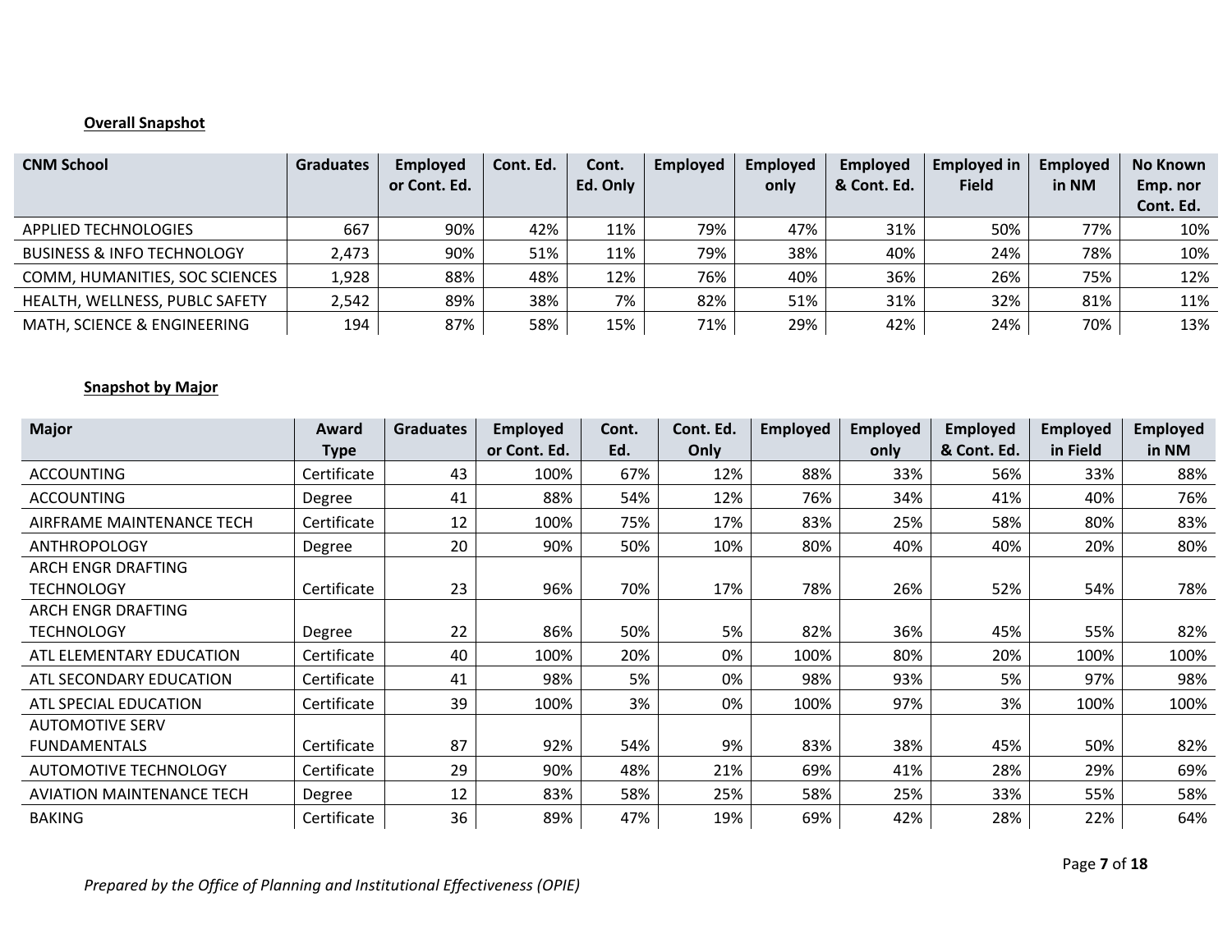**Overall Snapshot**

| CNM School | Graduates | Employed or Cont. Ed. | Cont. Ed. | Cont. Ed. Only | Employed | Employed only | Employed & Cont. Ed. | Employed in Field | Employed in NM | No Known Emp. nor Cont. Ed. |
|---|---|---|---|---|---|---|---|---|---|---|
| APPLIED TECHNOLOGIES | 667 | 90% | 42% | 11% | 79% | 47% | 31% | 50% | 77% | 10% |
| BUSINESS & INFO TECHNOLOGY | 2,473 | 90% | 51% | 11% | 79% | 38% | 40% | 24% | 78% | 10% |
| COMM, HUMANITIES, SOC SCIENCES | 1,928 | 88% | 48% | 12% | 76% | 40% | 36% | 26% | 75% | 12% |
| HEALTH, WELLNESS, PUBLC SAFETY | 2,542 | 89% | 38% | 7% | 82% | 51% | 31% | 32% | 81% | 11% |
| MATH, SCIENCE & ENGINEERING | 194 | 87% | 58% | 15% | 71% | 29% | 42% | 24% | 70% | 13% |

**Snapshot by Major**

| Major | Award Type | Graduates | Employed or Cont. Ed. | Cont. Ed. | Cont. Ed. Only | Employed | Employed only | Employed & Cont. Ed. | Employed in Field | Employed in NM |
|---|---|---|---|---|---|---|---|---|---|---|
| ACCOUNTING | Certificate | 43 | 100% | 67% | 12% | 88% | 33% | 56% | 33% | 88% |
| ACCOUNTING | Degree | 41 | 88% | 54% | 12% | 76% | 34% | 41% | 40% | 76% |
| AIRFRAME MAINTENANCE TECH | Certificate | 12 | 100% | 75% | 17% | 83% | 25% | 58% | 80% | 83% |
| ANTHROPOLOGY | Degree | 20 | 90% | 50% | 10% | 80% | 40% | 40% | 20% | 80% |
| ARCH ENGR DRAFTING TECHNOLOGY | Certificate | 23 | 96% | 70% | 17% | 78% | 26% | 52% | 54% | 78% |
| ARCH ENGR DRAFTING TECHNOLOGY | Degree | 22 | 86% | 50% | 5% | 82% | 36% | 45% | 55% | 82% |
| ATL ELEMENTARY EDUCATION | Certificate | 40 | 100% | 20% | 0% | 100% | 80% | 20% | 100% | 100% |
| ATL SECONDARY EDUCATION | Certificate | 41 | 98% | 5% | 0% | 98% | 93% | 5% | 97% | 98% |
| ATL SPECIAL EDUCATION | Certificate | 39 | 100% | 3% | 0% | 100% | 97% | 3% | 100% | 100% |
| AUTOMOTIVE SERV FUNDAMENTALS | Certificate | 87 | 92% | 54% | 9% | 83% | 38% | 45% | 50% | 82% |
| AUTOMOTIVE TECHNOLOGY | Certificate | 29 | 90% | 48% | 21% | 69% | 41% | 28% | 29% | 69% |
| AVIATION MAINTENANCE TECH | Degree | 12 | 83% | 58% | 25% | 58% | 25% | 33% | 55% | 58% |
| BAKING | Certificate | 36 | 89% | 47% | 19% | 69% | 42% | 28% | 22% | 64% |

*Prepared by the Office of Planning and Institutional Effectiveness (OPIE)*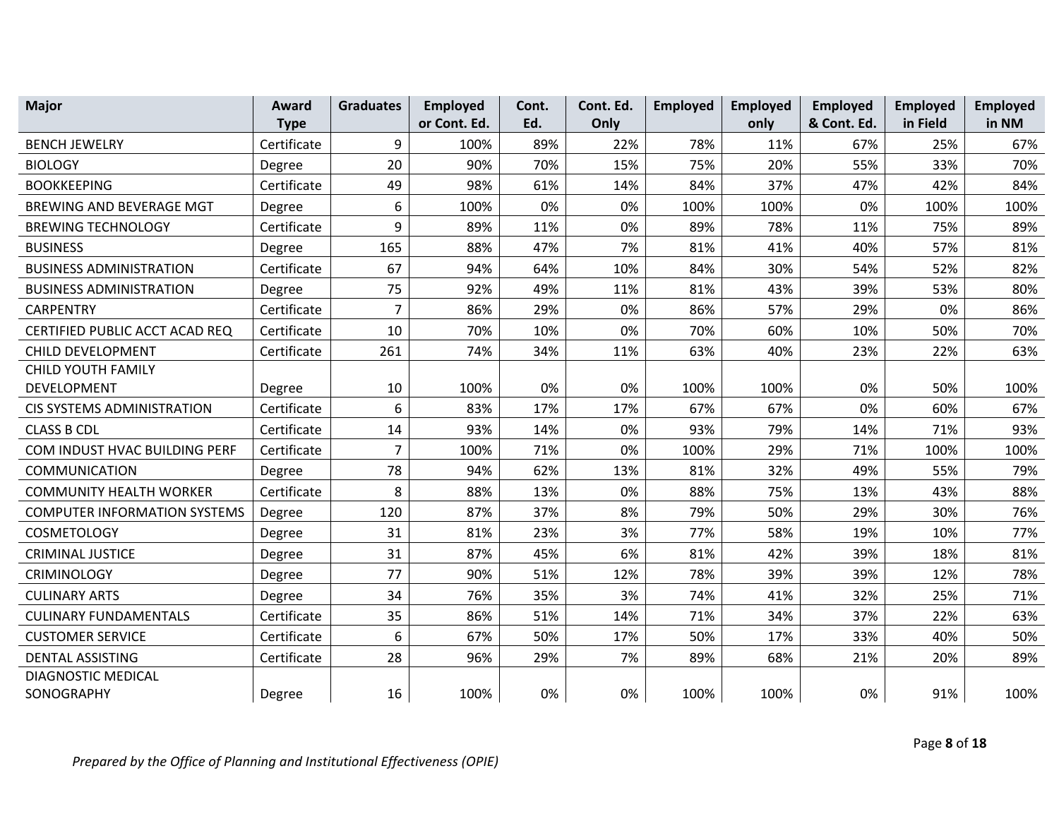| Major | Award Type | Graduates | Employed or Cont. Ed. | Cont. Ed. | Cont. Ed. Only | Employed | Employed only | Employed & Cont. Ed. | Employed in Field | Employed in NM |
|---|---|---|---|---|---|---|---|---|---|---|
| BENCH JEWELRY | Certificate | 9 | 100% | 89% | 22% | 78% | 11% | 67% | 25% | 67% |
| BIOLOGY | Degree | 20 | 90% | 70% | 15% | 75% | 20% | 55% | 33% | 70% |
| BOOKKEEPING | Certificate | 49 | 98% | 61% | 14% | 84% | 37% | 47% | 42% | 84% |
| BREWING AND BEVERAGE MGT | Degree | 6 | 100% | 0% | 0% | 100% | 100% | 0% | 100% | 100% |
| BREWING TECHNOLOGY | Certificate | 9 | 89% | 11% | 0% | 89% | 78% | 11% | 75% | 89% |
| BUSINESS | Degree | 165 | 88% | 47% | 7% | 81% | 41% | 40% | 57% | 81% |
| BUSINESS ADMINISTRATION | Certificate | 67 | 94% | 64% | 10% | 84% | 30% | 54% | 52% | 82% |
| BUSINESS ADMINISTRATION | Degree | 75 | 92% | 49% | 11% | 81% | 43% | 39% | 53% | 80% |
| CARPENTRY | Certificate | 7 | 86% | 29% | 0% | 86% | 57% | 29% | 0% | 86% |
| CERTIFIED PUBLIC ACCT ACAD REQ | Certificate | 10 | 70% | 10% | 0% | 70% | 60% | 10% | 50% | 70% |
| CHILD DEVELOPMENT | Certificate | 261 | 74% | 34% | 11% | 63% | 40% | 23% | 22% | 63% |
| CHILD YOUTH FAMILY DEVELOPMENT | Degree | 10 | 100% | 0% | 0% | 100% | 100% | 0% | 50% | 100% |
| CIS SYSTEMS ADMINISTRATION | Certificate | 6 | 83% | 17% | 17% | 67% | 67% | 0% | 60% | 67% |
| CLASS B CDL | Certificate | 14 | 93% | 14% | 0% | 93% | 79% | 14% | 71% | 93% |
| COM INDUST HVAC BUILDING PERF | Certificate | 7 | 100% | 71% | 0% | 100% | 29% | 71% | 100% | 100% |
| COMMUNICATION | Degree | 78 | 94% | 62% | 13% | 81% | 32% | 49% | 55% | 79% |
| COMMUNITY HEALTH WORKER | Certificate | 8 | 88% | 13% | 0% | 88% | 75% | 13% | 43% | 88% |
| COMPUTER INFORMATION SYSTEMS | Degree | 120 | 87% | 37% | 8% | 79% | 50% | 29% | 30% | 76% |
| COSMETOLOGY | Degree | 31 | 81% | 23% | 3% | 77% | 58% | 19% | 10% | 77% |
| CRIMINAL JUSTICE | Degree | 31 | 87% | 45% | 6% | 81% | 42% | 39% | 18% | 81% |
| CRIMINOLOGY | Degree | 77 | 90% | 51% | 12% | 78% | 39% | 39% | 12% | 78% |
| CULINARY ARTS | Degree | 34 | 76% | 35% | 3% | 74% | 41% | 32% | 25% | 71% |
| CULINARY FUNDAMENTALS | Certificate | 35 | 86% | 51% | 14% | 71% | 34% | 37% | 22% | 63% |
| CUSTOMER SERVICE | Certificate | 6 | 67% | 50% | 17% | 50% | 17% | 33% | 40% | 50% |
| DENTAL ASSISTING | Certificate | 28 | 96% | 29% | 7% | 89% | 68% | 21% | 20% | 89% |
| DIAGNOSTIC MEDICAL SONOGRAPHY | Degree | 16 | 100% | 0% | 0% | 100% | 100% | 0% | 91% | 100% |

*Prepared by the Office of Planning and Institutional Effectiveness (OPIE)*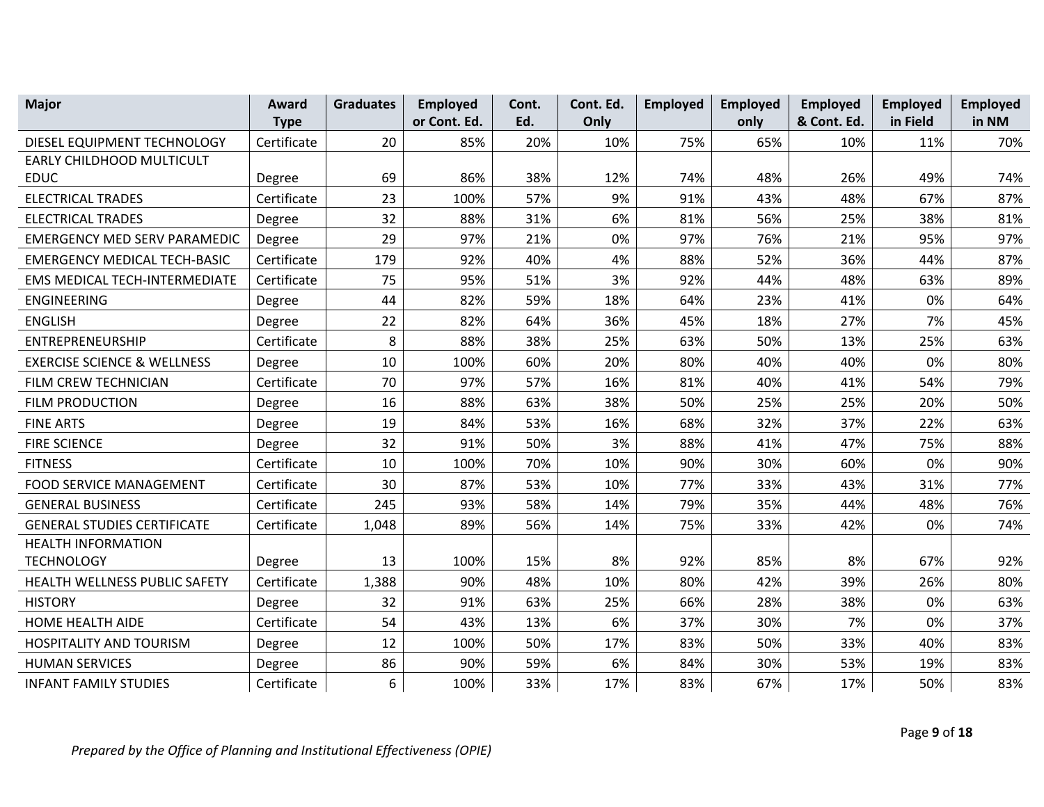| Major | Award Type | Graduates | Employed or Cont. Ed. | Cont. Ed. | Cont. Ed. Only | Employed | Employed only | Employed & Cont. Ed. | Employed in Field | Employed in NM |
|---|---|---|---|---|---|---|---|---|---|---|
| DIESEL EQUIPMENT TECHNOLOGY | Certificate | 20 | 85% | 20% | 10% | 75% | 65% | 10% | 11% | 70% |
| EARLY CHILDHOOD MULTICULT EDUC | Degree | 69 | 86% | 38% | 12% | 74% | 48% | 26% | 49% | 74% |
| ELECTRICAL TRADES | Certificate | 23 | 100% | 57% | 9% | 91% | 43% | 48% | 67% | 87% |
| ELECTRICAL TRADES | Degree | 32 | 88% | 31% | 6% | 81% | 56% | 25% | 38% | 81% |
| EMERGENCY MED SERV PARAMEDIC | Degree | 29 | 97% | 21% | 0% | 97% | 76% | 21% | 95% | 97% |
| EMERGENCY MEDICAL TECH-BASIC | Certificate | 179 | 92% | 40% | 4% | 88% | 52% | 36% | 44% | 87% |
| EMS MEDICAL TECH-INTERMEDIATE | Certificate | 75 | 95% | 51% | 3% | 92% | 44% | 48% | 63% | 89% |
| ENGINEERING | Degree | 44 | 82% | 59% | 18% | 64% | 23% | 41% | 0% | 64% |
| ENGLISH | Degree | 22 | 82% | 64% | 36% | 45% | 18% | 27% | 7% | 45% |
| ENTREPRENEURSHIP | Certificate | 8 | 88% | 38% | 25% | 63% | 50% | 13% | 25% | 63% |
| EXERCISE SCIENCE & WELLNESS | Degree | 10 | 100% | 60% | 20% | 80% | 40% | 40% | 0% | 80% |
| FILM CREW TECHNICIAN | Certificate | 70 | 97% | 57% | 16% | 81% | 40% | 41% | 54% | 79% |
| FILM PRODUCTION | Degree | 16 | 88% | 63% | 38% | 50% | 25% | 25% | 20% | 50% |
| FINE ARTS | Degree | 19 | 84% | 53% | 16% | 68% | 32% | 37% | 22% | 63% |
| FIRE SCIENCE | Degree | 32 | 91% | 50% | 3% | 88% | 41% | 47% | 75% | 88% |
| FITNESS | Certificate | 10 | 100% | 70% | 10% | 90% | 30% | 60% | 0% | 90% |
| FOOD SERVICE MANAGEMENT | Certificate | 30 | 87% | 53% | 10% | 77% | 33% | 43% | 31% | 77% |
| GENERAL BUSINESS | Certificate | 245 | 93% | 58% | 14% | 79% | 35% | 44% | 48% | 76% |
| GENERAL STUDIES CERTIFICATE | Certificate | 1,048 | 89% | 56% | 14% | 75% | 33% | 42% | 0% | 74% |
| HEALTH INFORMATION TECHNOLOGY | Degree | 13 | 100% | 15% | 8% | 92% | 85% | 8% | 67% | 92% |
| HEALTH WELLNESS PUBLIC SAFETY | Certificate | 1,388 | 90% | 48% | 10% | 80% | 42% | 39% | 26% | 80% |
| HISTORY | Degree | 32 | 91% | 63% | 25% | 66% | 28% | 38% | 0% | 63% |
| HOME HEALTH AIDE | Certificate | 54 | 43% | 13% | 6% | 37% | 30% | 7% | 0% | 37% |
| HOSPITALITY AND TOURISM | Degree | 12 | 100% | 50% | 17% | 83% | 50% | 33% | 40% | 83% |
| HUMAN SERVICES | Degree | 86 | 90% | 59% | 6% | 84% | 30% | 53% | 19% | 83% |
| INFANT FAMILY STUDIES | Certificate | 6 | 100% | 33% | 17% | 83% | 67% | 17% | 50% | 83% |

*Prepared by the Office of Planning and Institutional Effectiveness (OPIE)*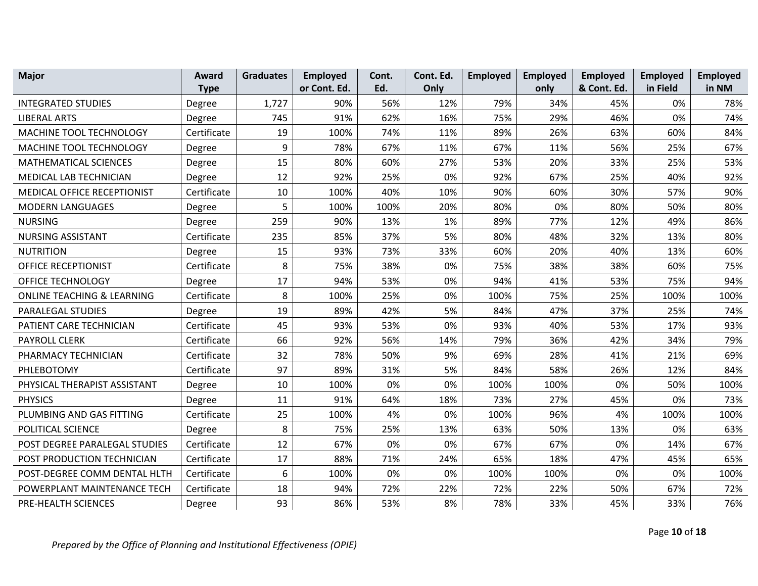| Major | Award Type | Graduates | Employed or Cont. Ed. | Cont. Ed. | Cont. Ed. Only | Employed | Employed only | Employed & Cont. Ed. | Employed in Field | Employed in NM |
|---|---|---|---|---|---|---|---|---|---|---|
| INTEGRATED STUDIES | Degree | 1,727 | 90% | 56% | 12% | 79% | 34% | 45% | 0% | 78% |
| LIBERAL ARTS | Degree | 745 | 91% | 62% | 16% | 75% | 29% | 46% | 0% | 74% |
| MACHINE TOOL TECHNOLOGY | Certificate | 19 | 100% | 74% | 11% | 89% | 26% | 63% | 60% | 84% |
| MACHINE TOOL TECHNOLOGY | Degree | 9 | 78% | 67% | 11% | 67% | 11% | 56% | 25% | 67% |
| MATHEMATICAL SCIENCES | Degree | 15 | 80% | 60% | 27% | 53% | 20% | 33% | 25% | 53% |
| MEDICAL LAB TECHNICIAN | Degree | 12 | 92% | 25% | 0% | 92% | 67% | 25% | 40% | 92% |
| MEDICAL OFFICE RECEPTIONIST | Certificate | 10 | 100% | 40% | 10% | 90% | 60% | 30% | 57% | 90% |
| MODERN LANGUAGES | Degree | 5 | 100% | 100% | 20% | 80% | 0% | 80% | 50% | 80% |
| NURSING | Degree | 259 | 90% | 13% | 1% | 89% | 77% | 12% | 49% | 86% |
| NURSING ASSISTANT | Certificate | 235 | 85% | 37% | 5% | 80% | 48% | 32% | 13% | 80% |
| NUTRITION | Degree | 15 | 93% | 73% | 33% | 60% | 20% | 40% | 13% | 60% |
| OFFICE RECEPTIONIST | Certificate | 8 | 75% | 38% | 0% | 75% | 38% | 38% | 60% | 75% |
| OFFICE TECHNOLOGY | Degree | 17 | 94% | 53% | 0% | 94% | 41% | 53% | 75% | 94% |
| ONLINE TEACHING & LEARNING | Certificate | 8 | 100% | 25% | 0% | 100% | 75% | 25% | 100% | 100% |
| PARALEGAL STUDIES | Degree | 19 | 89% | 42% | 5% | 84% | 47% | 37% | 25% | 74% |
| PATIENT CARE TECHNICIAN | Certificate | 45 | 93% | 53% | 0% | 93% | 40% | 53% | 17% | 93% |
| PAYROLL CLERK | Certificate | 66 | 92% | 56% | 14% | 79% | 36% | 42% | 34% | 79% |
| PHARMACY TECHNICIAN | Certificate | 32 | 78% | 50% | 9% | 69% | 28% | 41% | 21% | 69% |
| PHLEBOTOMY | Certificate | 97 | 89% | 31% | 5% | 84% | 58% | 26% | 12% | 84% |
| PHYSICAL THERAPIST ASSISTANT | Degree | 10 | 100% | 0% | 0% | 100% | 100% | 0% | 50% | 100% |
| PHYSICS | Degree | 11 | 91% | 64% | 18% | 73% | 27% | 45% | 0% | 73% |
| PLUMBING AND GAS FITTING | Certificate | 25 | 100% | 4% | 0% | 100% | 96% | 4% | 100% | 100% |
| POLITICAL SCIENCE | Degree | 8 | 75% | 25% | 13% | 63% | 50% | 13% | 0% | 63% |
| POST DEGREE PARALEGAL STUDIES | Certificate | 12 | 67% | 0% | 0% | 67% | 67% | 0% | 14% | 67% |
| POST PRODUCTION TECHNICIAN | Certificate | 17 | 88% | 71% | 24% | 65% | 18% | 47% | 45% | 65% |
| POST-DEGREE COMM DENTAL HLTH | Certificate | 6 | 100% | 0% | 0% | 100% | 100% | 0% | 0% | 100% |
| POWERPLANT MAINTENANCE TECH | Certificate | 18 | 94% | 72% | 22% | 72% | 22% | 50% | 67% | 72% |
| PRE-HEALTH SCIENCES | Degree | 93 | 86% | 53% | 8% | 78% | 33% | 45% | 33% | 76% |

*Prepared by the Office of Planning and Institutional Effectiveness (OPIE)*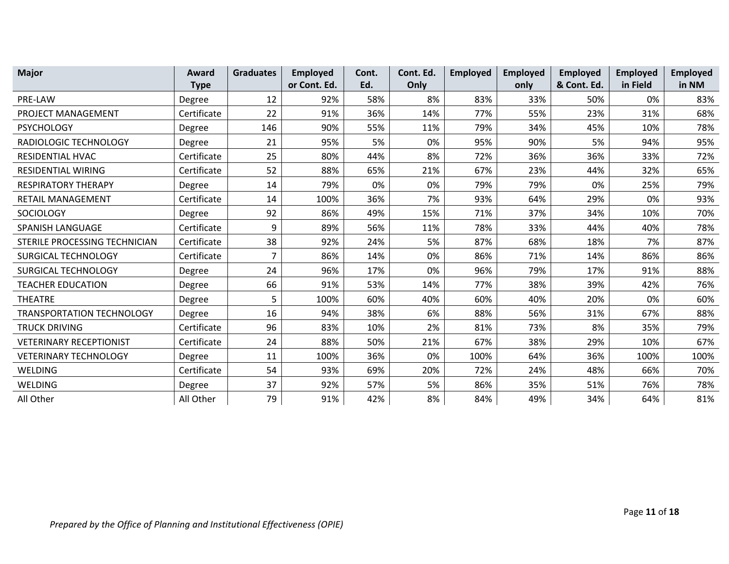| Major | Award Type | Graduates | Employed or Cont. Ed. | Cont. Ed. | Cont. Ed. Only | Employed | Employed only | Employed & Cont. Ed. | Employed in Field | Employed in NM |
|---|---|---|---|---|---|---|---|---|---|---|
| PRE-LAW | Degree | 12 | 92% | 58% | 8% | 83% | 33% | 50% | 0% | 83% |
| PROJECT MANAGEMENT | Certificate | 22 | 91% | 36% | 14% | 77% | 55% | 23% | 31% | 68% |
| PSYCHOLOGY | Degree | 146 | 90% | 55% | 11% | 79% | 34% | 45% | 10% | 78% |
| RADIOLOGIC TECHNOLOGY | Degree | 21 | 95% | 5% | 0% | 95% | 90% | 5% | 94% | 95% |
| RESIDENTIAL HVAC | Certificate | 25 | 80% | 44% | 8% | 72% | 36% | 36% | 33% | 72% |
| RESIDENTIAL WIRING | Certificate | 52 | 88% | 65% | 21% | 67% | 23% | 44% | 32% | 65% |
| RESPIRATORY THERAPY | Degree | 14 | 79% | 0% | 0% | 79% | 79% | 0% | 25% | 79% |
| RETAIL MANAGEMENT | Certificate | 14 | 100% | 36% | 7% | 93% | 64% | 29% | 0% | 93% |
| SOCIOLOGY | Degree | 92 | 86% | 49% | 15% | 71% | 37% | 34% | 10% | 70% |
| SPANISH LANGUAGE | Certificate | 9 | 89% | 56% | 11% | 78% | 33% | 44% | 40% | 78% |
| STERILE PROCESSING TECHNICIAN | Certificate | 38 | 92% | 24% | 5% | 87% | 68% | 18% | 7% | 87% |
| SURGICAL TECHNOLOGY | Certificate | 7 | 86% | 14% | 0% | 86% | 71% | 14% | 86% | 86% |
| SURGICAL TECHNOLOGY | Degree | 24 | 96% | 17% | 0% | 96% | 79% | 17% | 91% | 88% |
| TEACHER EDUCATION | Degree | 66 | 91% | 53% | 14% | 77% | 38% | 39% | 42% | 76% |
| THEATRE | Degree | 5 | 100% | 60% | 40% | 60% | 40% | 20% | 0% | 60% |
| TRANSPORTATION TECHNOLOGY | Degree | 16 | 94% | 38% | 6% | 88% | 56% | 31% | 67% | 88% |
| TRUCK DRIVING | Certificate | 96 | 83% | 10% | 2% | 81% | 73% | 8% | 35% | 79% |
| VETERINARY RECEPTIONIST | Certificate | 24 | 88% | 50% | 21% | 67% | 38% | 29% | 10% | 67% |
| VETERINARY TECHNOLOGY | Degree | 11 | 100% | 36% | 0% | 100% | 64% | 36% | 100% | 100% |
| WELDING | Certificate | 54 | 93% | 69% | 20% | 72% | 24% | 48% | 66% | 70% |
| WELDING | Degree | 37 | 92% | 57% | 5% | 86% | 35% | 51% | 76% | 78% |
| All Other | All Other | 79 | 91% | 42% | 8% | 84% | 49% | 34% | 64% | 81% |

*Prepared by the Office of Planning and Institutional Effectiveness (OPIE)*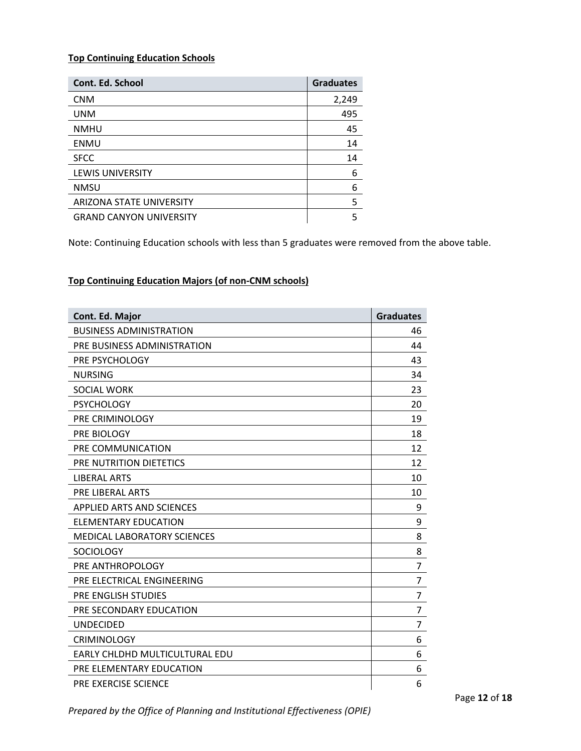**Top Continuing Education Schools**

| Cont. Ed. School | Graduates |
|---|---|
| CNM | 2,249 |
| UNM | 495 |
| NMHU | 45 |
| ENMU | 14 |
| SFCC | 14 |
| LEWIS UNIVERSITY | 6 |
| NMSU | 6 |
| ARIZONA STATE UNIVERSITY | 5 |
| GRAND CANYON UNIVERSITY | 5 |

Note: Continuing Education schools with less than 5 graduates were removed from the above table.

**Top Continuing Education Majors (of non-CNM schools)**

| Cont. Ed. Major | Graduates |
|---|---|
| BUSINESS ADMINISTRATION | 46 |
| PRE BUSINESS ADMINISTRATION | 44 |
| PRE PSYCHOLOGY | 43 |
| NURSING | 34 |
| SOCIAL WORK | 23 |
| PSYCHOLOGY | 20 |
| PRE CRIMINOLOGY | 19 |
| PRE BIOLOGY | 18 |
| PRE COMMUNICATION | 12 |
| PRE NUTRITION DIETETICS | 12 |
| LIBERAL ARTS | 10 |
| PRE LIBERAL ARTS | 10 |
| APPLIED ARTS AND SCIENCES | 9 |
| ELEMENTARY EDUCATION | 9 |
| MEDICAL LABORATORY SCIENCES | 8 |
| SOCIOLOGY | 8 |
| PRE ANTHROPOLOGY | 7 |
| PRE ELECTRICAL ENGINEERING | 7 |
| PRE ENGLISH STUDIES | 7 |
| PRE SECONDARY EDUCATION | 7 |
| UNDECIDED | 7 |
| CRIMINOLOGY | 6 |
| EARLY CHLDHD MULTICULTURAL EDU | 6 |
| PRE ELEMENTARY EDUCATION | 6 |
| PRE EXERCISE SCIENCE | 6 |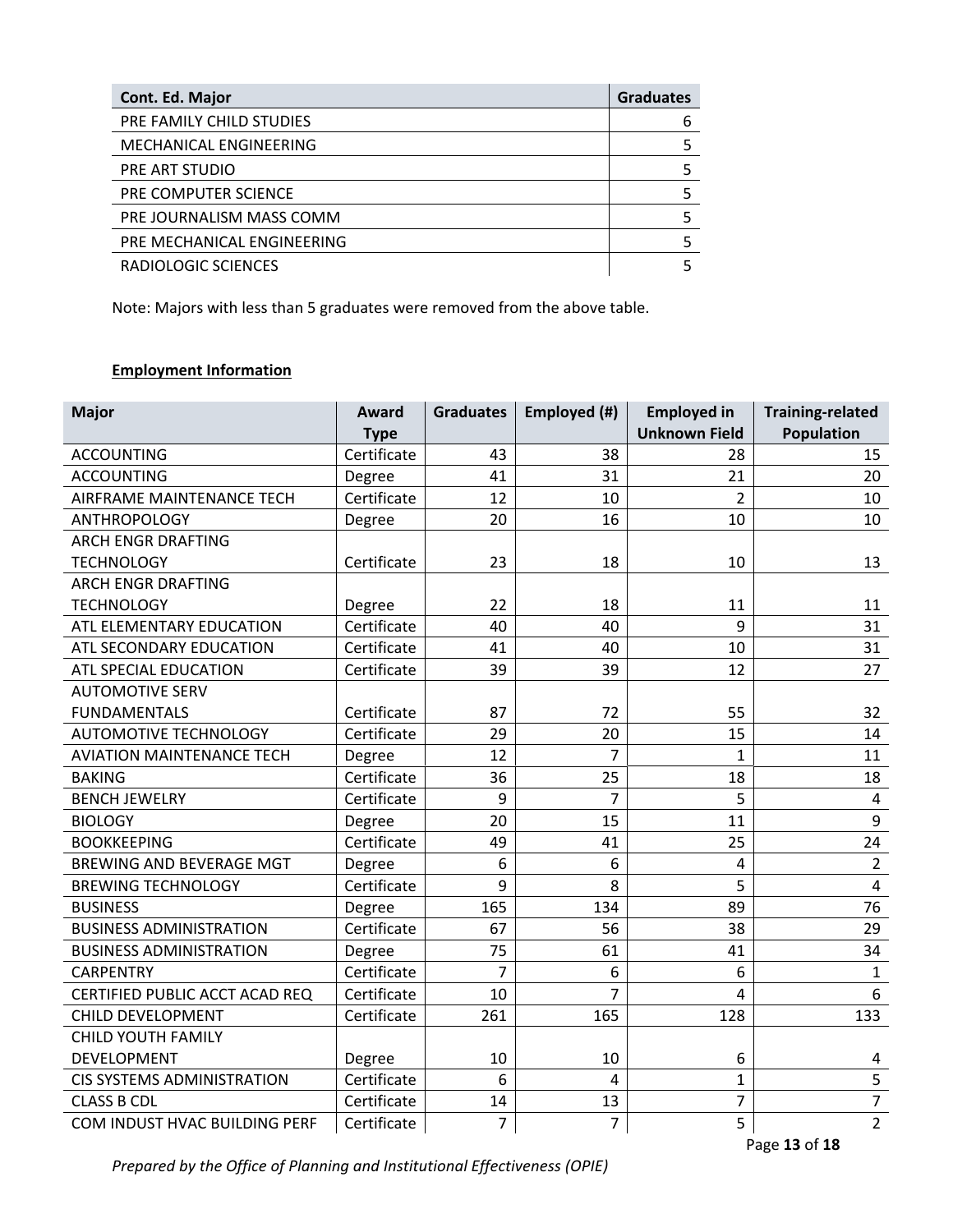| Cont. Ed. Major | Graduates |
| --- | --- |
| PRE FAMILY CHILD STUDIES | 6 |
| MECHANICAL ENGINEERING | 5 |
| PRE ART STUDIO | 5 |
| PRE COMPUTER SCIENCE | 5 |
| PRE JOURNALISM MASS COMM | 5 |
| PRE MECHANICAL ENGINEERING | 5 |
| RADIOLOGIC SCIENCES | 5 |

Note: Majors with less than 5 graduates were removed from the above table.

**Employment Information**

| Major | Award Type | Graduates | Employed (#) | Employed in Unknown Field | Training-related Population |
| --- | --- | --- | --- | --- | --- |
| ACCOUNTING | Certificate | 43 | 38 | 28 | 15 |
| ACCOUNTING | Degree | 41 | 31 | 21 | 20 |
| AIRFRAME MAINTENANCE TECH | Certificate | 12 | 10 | 2 | 10 |
| ANTHROPOLOGY | Degree | 20 | 16 | 10 | 10 |
| ARCH ENGR DRAFTING TECHNOLOGY | Certificate | 23 | 18 | 10 | 13 |
| ARCH ENGR DRAFTING TECHNOLOGY | Degree | 22 | 18 | 11 | 11 |
| ATL ELEMENTARY EDUCATION | Certificate | 40 | 40 | 9 | 31 |
| ATL SECONDARY EDUCATION | Certificate | 41 | 40 | 10 | 31 |
| ATL SPECIAL EDUCATION | Certificate | 39 | 39 | 12 | 27 |
| AUTOMOTIVE SERV FUNDAMENTALS | Certificate | 87 | 72 | 55 | 32 |
| AUTOMOTIVE TECHNOLOGY | Certificate | 29 | 20 | 15 | 14 |
| AVIATION MAINTENANCE TECH | Degree | 12 | 7 | 1 | 11 |
| BAKING | Certificate | 36 | 25 | 18 | 18 |
| BENCH JEWELRY | Certificate | 9 | 7 | 5 | 4 |
| BIOLOGY | Degree | 20 | 15 | 11 | 9 |
| BOOKKEEPING | Certificate | 49 | 41 | 25 | 24 |
| BREWING AND BEVERAGE MGT | Degree | 6 | 6 | 4 | 2 |
| BREWING TECHNOLOGY | Certificate | 9 | 8 | 5 | 4 |
| BUSINESS | Degree | 165 | 134 | 89 | 76 |
| BUSINESS ADMINISTRATION | Certificate | 67 | 56 | 38 | 29 |
| BUSINESS ADMINISTRATION | Degree | 75 | 61 | 41 | 34 |
| CARPENTRY | Certificate | 7 | 6 | 6 | 1 |
| CERTIFIED PUBLIC ACCT ACAD REQ | Certificate | 10 | 7 | 4 | 6 |
| CHILD DEVELOPMENT | Certificate | 261 | 165 | 128 | 133 |
| CHILD YOUTH FAMILY DEVELOPMENT | Degree | 10 | 10 | 6 | 4 |
| CIS SYSTEMS ADMINISTRATION | Certificate | 6 | 4 | 1 | 5 |
| CLASS B CDL | Certificate | 14 | 13 | 7 | 7 |
| COM INDUST HVAC BUILDING PERF | Certificate | 7 | 7 | 5 | 2 |

*Prepared by the Office of Planning and Institutional Effectiveness (OPIE)*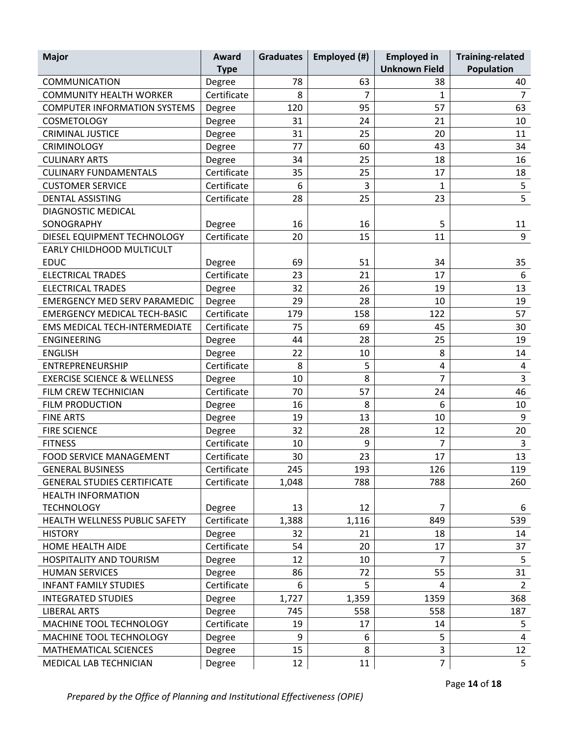| Major | Award Type | Graduates | Employed (#) | Employed in Unknown Field | Training-related Population |
|---|---|---|---|---|---|
| COMMUNICATION | Degree | 78 | 63 | 38 | 40 |
| COMMUNITY HEALTH WORKER | Certificate | 8 | 7 | 1 | 7 |
| COMPUTER INFORMATION SYSTEMS | Degree | 120 | 95 | 57 | 63 |
| COSMETOLOGY | Degree | 31 | 24 | 21 | 10 |
| CRIMINAL JUSTICE | Degree | 31 | 25 | 20 | 11 |
| CRIMINOLOGY | Degree | 77 | 60 | 43 | 34 |
| CULINARY ARTS | Degree | 34 | 25 | 18 | 16 |
| CULINARY FUNDAMENTALS | Certificate | 35 | 25 | 17 | 18 |
| CUSTOMER SERVICE | Certificate | 6 | 3 | 1 | 5 |
| DENTAL ASSISTING | Certificate | 28 | 25 | 23 | 5 |
| DIAGNOSTIC MEDICAL SONOGRAPHY | Degree | 16 | 16 | 5 | 11 |
| DIESEL EQUIPMENT TECHNOLOGY | Certificate | 20 | 15 | 11 | 9 |
| EARLY CHILDHOOD MULTICULT EDUC | Degree | 69 | 51 | 34 | 35 |
| ELECTRICAL TRADES | Certificate | 23 | 21 | 17 | 6 |
| ELECTRICAL TRADES | Degree | 32 | 26 | 19 | 13 |
| EMERGENCY MED SERV PARAMEDIC | Degree | 29 | 28 | 10 | 19 |
| EMERGENCY MEDICAL TECH-BASIC | Certificate | 179 | 158 | 122 | 57 |
| EMS MEDICAL TECH-INTERMEDIATE | Certificate | 75 | 69 | 45 | 30 |
| ENGINEERING | Degree | 44 | 28 | 25 | 19 |
| ENGLISH | Degree | 22 | 10 | 8 | 14 |
| ENTREPRENEURSHIP | Certificate | 8 | 5 | 4 | 4 |
| EXERCISE SCIENCE & WELLNESS | Degree | 10 | 8 | 7 | 3 |
| FILM CREW TECHNICIAN | Certificate | 70 | 57 | 24 | 46 |
| FILM PRODUCTION | Degree | 16 | 8 | 6 | 10 |
| FINE ARTS | Degree | 19 | 13 | 10 | 9 |
| FIRE SCIENCE | Degree | 32 | 28 | 12 | 20 |
| FITNESS | Certificate | 10 | 9 | 7 | 3 |
| FOOD SERVICE MANAGEMENT | Certificate | 30 | 23 | 17 | 13 |
| GENERAL BUSINESS | Certificate | 245 | 193 | 126 | 119 |
| GENERAL STUDIES CERTIFICATE | Certificate | 1,048 | 788 | 788 | 260 |
| HEALTH INFORMATION TECHNOLOGY | Degree | 13 | 12 | 7 | 6 |
| HEALTH WELLNESS PUBLIC SAFETY | Certificate | 1,388 | 1,116 | 849 | 539 |
| HISTORY | Degree | 32 | 21 | 18 | 14 |
| HOME HEALTH AIDE | Certificate | 54 | 20 | 17 | 37 |
| HOSPITALITY AND TOURISM | Degree | 12 | 10 | 7 | 5 |
| HUMAN SERVICES | Degree | 86 | 72 | 55 | 31 |
| INFANT FAMILY STUDIES | Certificate | 6 | 5 | 4 | 2 |
| INTEGRATED STUDIES | Degree | 1,727 | 1,359 | 1359 | 368 |
| LIBERAL ARTS | Degree | 745 | 558 | 558 | 187 |
| MACHINE TOOL TECHNOLOGY | Certificate | 19 | 17 | 14 | 5 |
| MACHINE TOOL TECHNOLOGY | Degree | 9 | 6 | 5 | 4 |
| MATHEMATICAL SCIENCES | Degree | 15 | 8 | 3 | 12 |
| MEDICAL LAB TECHNICIAN | Degree | 12 | 11 | 7 | 5 |

*Prepared by the Office of Planning and Institutional Effectiveness (OPIE)*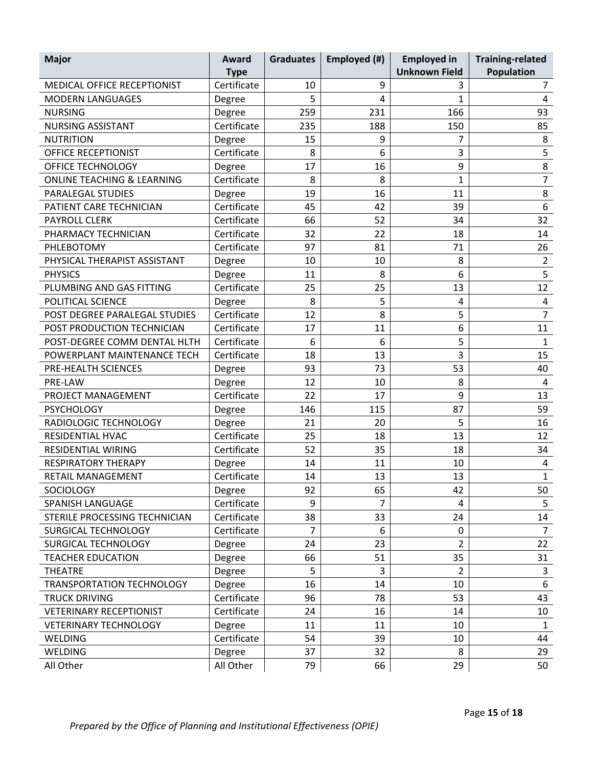| Major | Award Type | Graduates | Employed (#) | Employed in Unknown Field | Training-related Population |
|---|---|---|---|---|---|
| MEDICAL OFFICE RECEPTIONIST | Certificate | 10 | 9 | 3 | 7 |
| MODERN LANGUAGES | Degree | 5 | 4 | 1 | 4 |
| NURSING | Degree | 259 | 231 | 166 | 93 |
| NURSING ASSISTANT | Certificate | 235 | 188 | 150 | 85 |
| NUTRITION | Degree | 15 | 9 | 7 | 8 |
| OFFICE RECEPTIONIST | Certificate | 8 | 6 | 3 | 5 |
| OFFICE TECHNOLOGY | Degree | 17 | 16 | 9 | 8 |
| ONLINE TEACHING & LEARNING | Certificate | 8 | 8 | 1 | 7 |
| PARALEGAL STUDIES | Degree | 19 | 16 | 11 | 8 |
| PATIENT CARE TECHNICIAN | Certificate | 45 | 42 | 39 | 6 |
| PAYROLL CLERK | Certificate | 66 | 52 | 34 | 32 |
| PHARMACY TECHNICIAN | Certificate | 32 | 22 | 18 | 14 |
| PHLEBOTOMY | Certificate | 97 | 81 | 71 | 26 |
| PHYSICAL THERAPIST ASSISTANT | Degree | 10 | 10 | 8 | 2 |
| PHYSICS | Degree | 11 | 8 | 6 | 5 |
| PLUMBING AND GAS FITTING | Certificate | 25 | 25 | 13 | 12 |
| POLITICAL SCIENCE | Degree | 8 | 5 | 4 | 4 |
| POST DEGREE PARALEGAL STUDIES | Certificate | 12 | 8 | 5 | 7 |
| POST PRODUCTION TECHNICIAN | Certificate | 17 | 11 | 6 | 11 |
| POST-DEGREE COMM DENTAL HLTH | Certificate | 6 | 6 | 5 | 1 |
| POWERPLANT MAINTENANCE TECH | Certificate | 18 | 13 | 3 | 15 |
| PRE-HEALTH SCIENCES | Degree | 93 | 73 | 53 | 40 |
| PRE-LAW | Degree | 12 | 10 | 8 | 4 |
| PROJECT MANAGEMENT | Certificate | 22 | 17 | 9 | 13 |
| PSYCHOLOGY | Degree | 146 | 115 | 87 | 59 |
| RADIOLOGIC TECHNOLOGY | Degree | 21 | 20 | 5 | 16 |
| RESIDENTIAL HVAC | Certificate | 25 | 18 | 13 | 12 |
| RESIDENTIAL WIRING | Certificate | 52 | 35 | 18 | 34 |
| RESPIRATORY THERAPY | Degree | 14 | 11 | 10 | 4 |
| RETAIL MANAGEMENT | Certificate | 14 | 13 | 13 | 1 |
| SOCIOLOGY | Degree | 92 | 65 | 42 | 50 |
| SPANISH LANGUAGE | Certificate | 9 | 7 | 4 | 5 |
| STERILE PROCESSING TECHNICIAN | Certificate | 38 | 33 | 24 | 14 |
| SURGICAL TECHNOLOGY | Certificate | 7 | 6 | 0 | 7 |
| SURGICAL TECHNOLOGY | Degree | 24 | 23 | 2 | 22 |
| TEACHER EDUCATION | Degree | 66 | 51 | 35 | 31 |
| THEATRE | Degree | 5 | 3 | 2 | 3 |
| TRANSPORTATION TECHNOLOGY | Degree | 16 | 14 | 10 | 6 |
| TRUCK DRIVING | Certificate | 96 | 78 | 53 | 43 |
| VETERINARY RECEPTIONIST | Certificate | 24 | 16 | 14 | 10 |
| VETERINARY TECHNOLOGY | Degree | 11 | 11 | 10 | 1 |
| WELDING | Certificate | 54 | 39 | 10 | 44 |
| WELDING | Degree | 37 | 32 | 8 | 29 |
| All Other | All Other | 79 | 66 | 29 | 50 |

*Prepared by the Office of Planning and Institutional Effectiveness (OPIE)*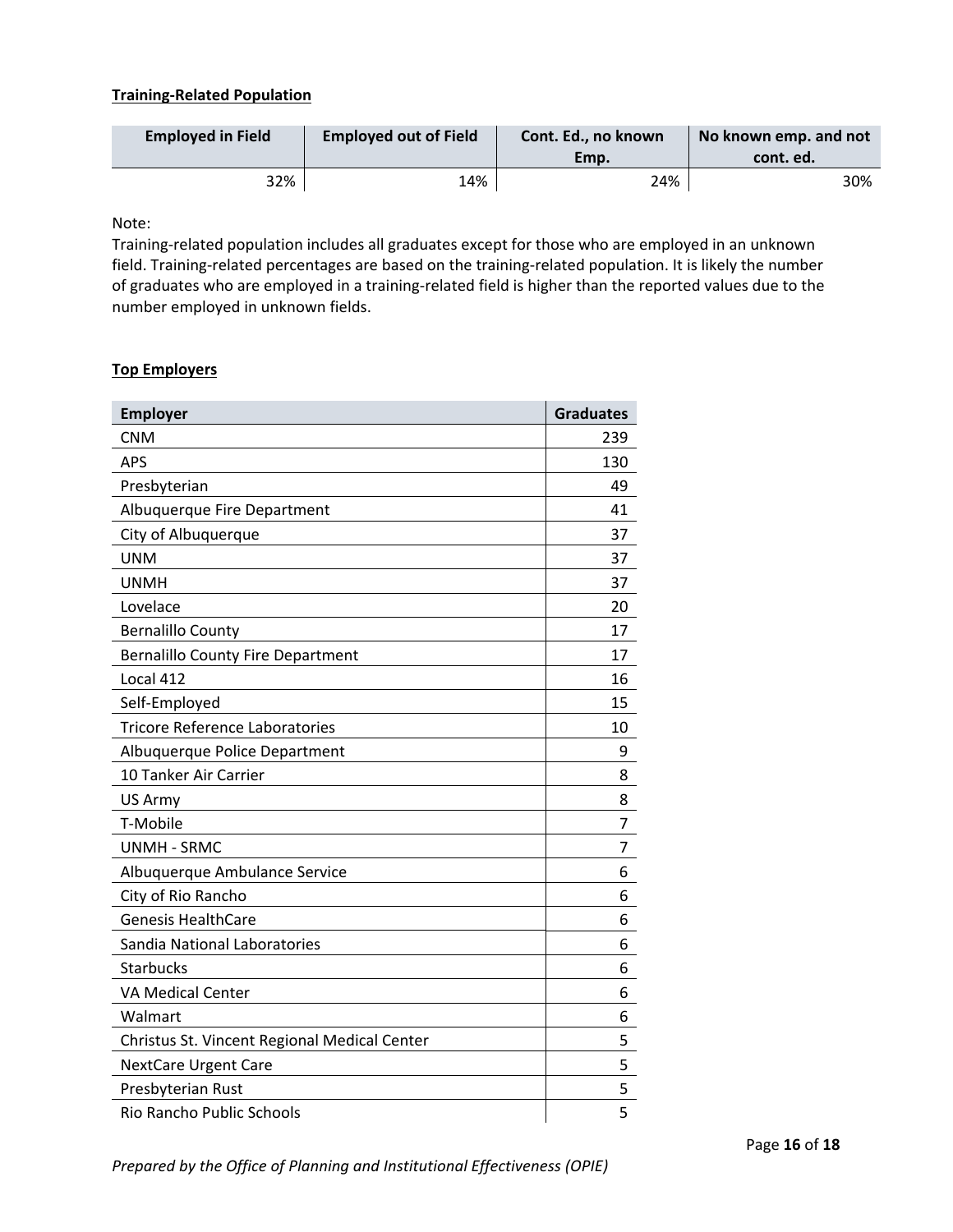**Training-Related Population**

| Employed in Field | Employed out of Field | Cont. Ed., no known Emp. | No known emp. and not cont. ed. |
|---|---|---|---|
| 32% | 14% | 24% | 30% |

Note:
Training-related population includes all graduates except for those who are employed in an unknown field. Training-related percentages are based on the training-related population. It is likely the number of graduates who are employed in a training-related field is higher than the reported values due to the number employed in unknown fields.

**Top Employers**

| Employer | Graduates |
|---|---|
| CNM | 239 |
| APS | 130 |
| Presbyterian | 49 |
| Albuquerque Fire Department | 41 |
| City of Albuquerque | 37 |
| UNM | 37 |
| UNMH | 37 |
| Lovelace | 20 |
| Bernalillo County | 17 |
| Bernalillo County Fire Department | 17 |
| Local 412 | 16 |
| Self-Employed | 15 |
| Tricore Reference Laboratories | 10 |
| Albuquerque Police Department | 9 |
| 10 Tanker Air Carrier | 8 |
| US Army | 8 |
| T-Mobile | 7 |
| UNMH - SRMC | 7 |
| Albuquerque Ambulance Service | 6 |
| City of Rio Rancho | 6 |
| Genesis HealthCare | 6 |
| Sandia National Laboratories | 6 |
| Starbucks | 6 |
| VA Medical Center | 6 |
| Walmart | 6 |
| Christus St. Vincent Regional Medical Center | 5 |
| NextCare Urgent Care | 5 |
| Presbyterian Rust | 5 |
| Rio Rancho Public Schools | 5 |

*Prepared by the Office of Planning and Institutional Effectiveness (OPIE)*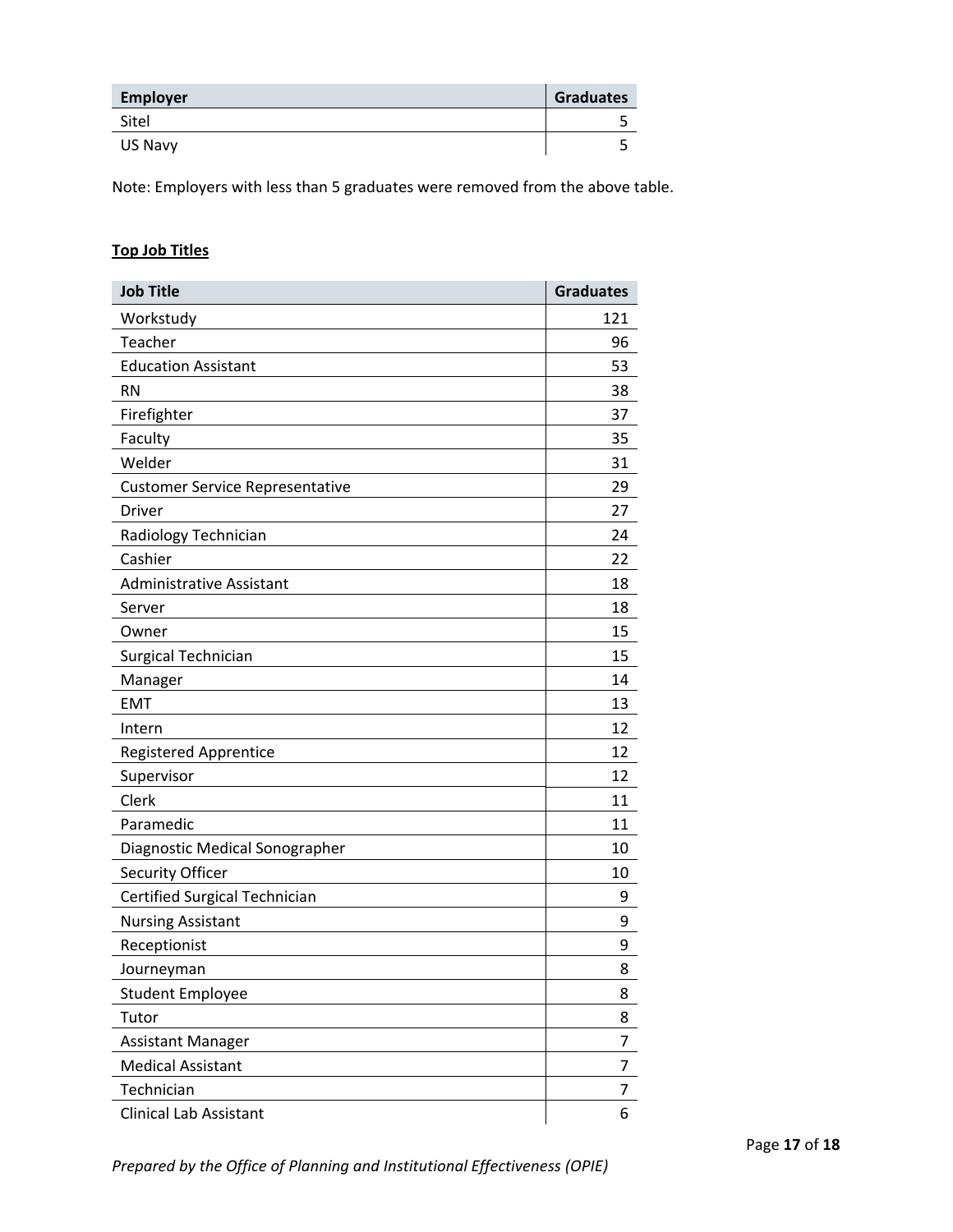| Employer | Graduates |
| --- | --- |
| Sitel | 5 |
| US Navy | 5 |

Note: Employers with less than 5 graduates were removed from the above table.

**Top Job Titles**

| Job Title | Graduates |
| --- | --- |
| Workstudy | 121 |
| Teacher | 96 |
| Education Assistant | 53 |
| RN | 38 |
| Firefighter | 37 |
| Faculty | 35 |
| Welder | 31 |
| Customer Service Representative | 29 |
| Driver | 27 |
| Radiology Technician | 24 |
| Cashier | 22 |
| Administrative Assistant | 18 |
| Server | 18 |
| Owner | 15 |
| Surgical Technician | 15 |
| Manager | 14 |
| EMT | 13 |
| Intern | 12 |
| Registered Apprentice | 12 |
| Supervisor | 12 |
| Clerk | 11 |
| Paramedic | 11 |
| Diagnostic Medical Sonographer | 10 |
| Security Officer | 10 |
| Certified Surgical Technician | 9 |
| Nursing Assistant | 9 |
| Receptionist | 9 |
| Journeyman | 8 |
| Student Employee | 8 |
| Tutor | 8 |
| Assistant Manager | 7 |
| Medical Assistant | 7 |
| Technician | 7 |
| Clinical Lab Assistant | 6 |

*Prepared by the Office of Planning and Institutional Effectiveness (OPIE)*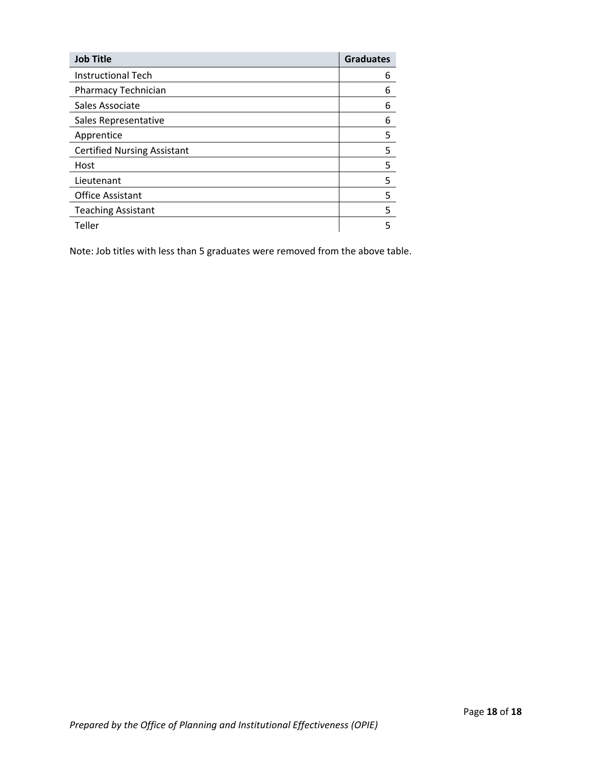| Job Title | Graduates |
| --- | --- |
| Instructional Tech | 6 |
| Pharmacy Technician | 6 |
| Sales Associate | 6 |
| Sales Representative | 6 |
| Apprentice | 5 |
| Certified Nursing Assistant | 5 |
| Host | 5 |
| Lieutenant | 5 |
| Office Assistant | 5 |
| Teaching Assistant | 5 |
| Teller | 5 |

Note: Job titles with less than 5 graduates were removed from the above table.

*Prepared by the Office of Planning and Institutional Effectiveness (OPIE)*